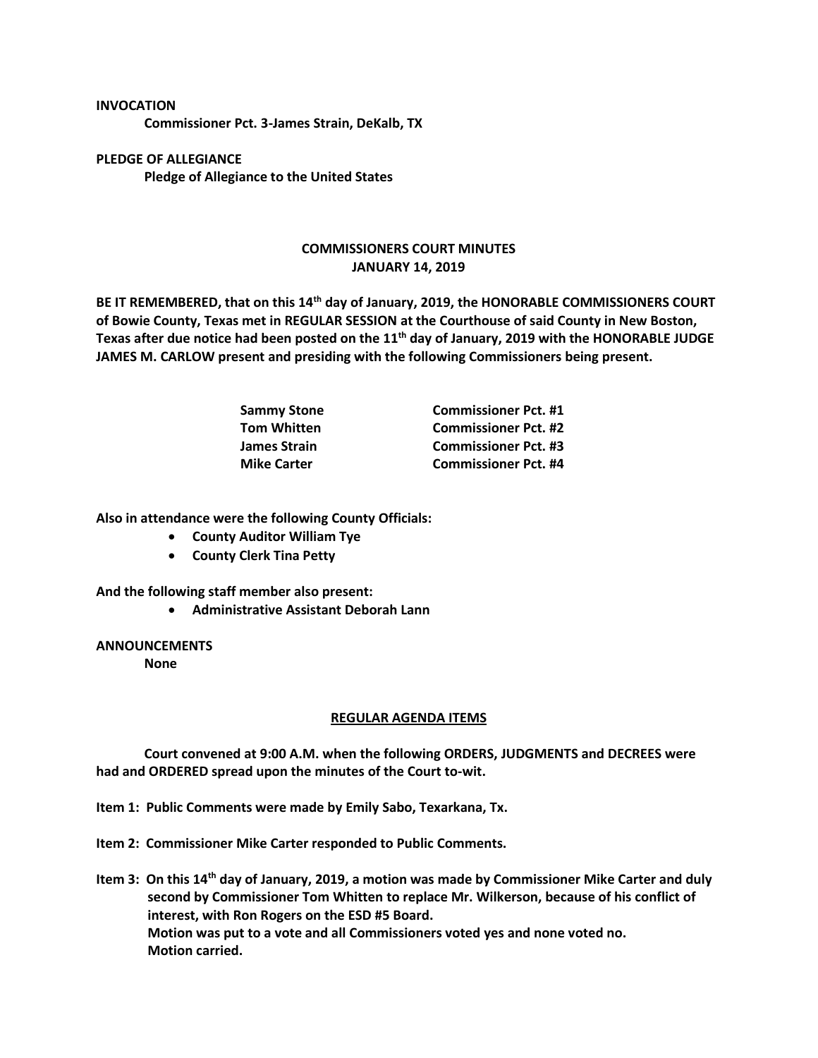**INVOCATION**

**Commissioner Pct. 3-James Strain, DeKalb, TX**

**PLEDGE OF ALLEGIANCE**

**Pledge of Allegiance to the United States**

## COMMISSIONERS COURT MINUTES
## JANUARY 14, 2019

**BE IT REMEMBERED, that on this 14th day of January, 2019, the HONORABLE COMMISSIONERS COURT of Bowie County, Texas met in REGULAR SESSION at the Courthouse of said County in New Boston, Texas after due notice had been posted on the 11th day of January, 2019 with the HONORABLE JUDGE JAMES M. CARLOW present and presiding with the following Commissioners being present.**

| | |
|---|---|
| **Sammy Stone** | **Commissioner Pct. #1** |
| **Tom Whitten** | **Commissioner Pct. #2** |
| **James Strain** | **Commissioner Pct. #3** |
| **Mike Carter** | **Commissioner Pct. #4** |

**Also in attendance were the following County Officials:**

- **County Auditor William Tye**
- **County Clerk Tina Petty**

**And the following staff member also present:**

- **Administrative Assistant Deborah Lann**

**ANNOUNCEMENTS**

**None**

### REGULAR AGENDA ITEMS

**Court convened at 9:00 A.M. when the following ORDERS, JUDGMENTS and DECREES were had and ORDERED spread upon the minutes of the Court to-wit.**

**Item 1: Public Comments were made by Emily Sabo, Texarkana, Tx.**

**Item 2: Commissioner Mike Carter responded to Public Comments.**

**Item 3: On this 14th day of January, 2019, a motion was made by Commissioner Mike Carter and duly second by Commissioner Tom Whitten to replace Mr. Wilkerson, because of his conflict of interest, with Ron Rogers on the ESD #5 Board.**
**Motion was put to a vote and all Commissioners voted yes and none voted no.**
**Motion carried.**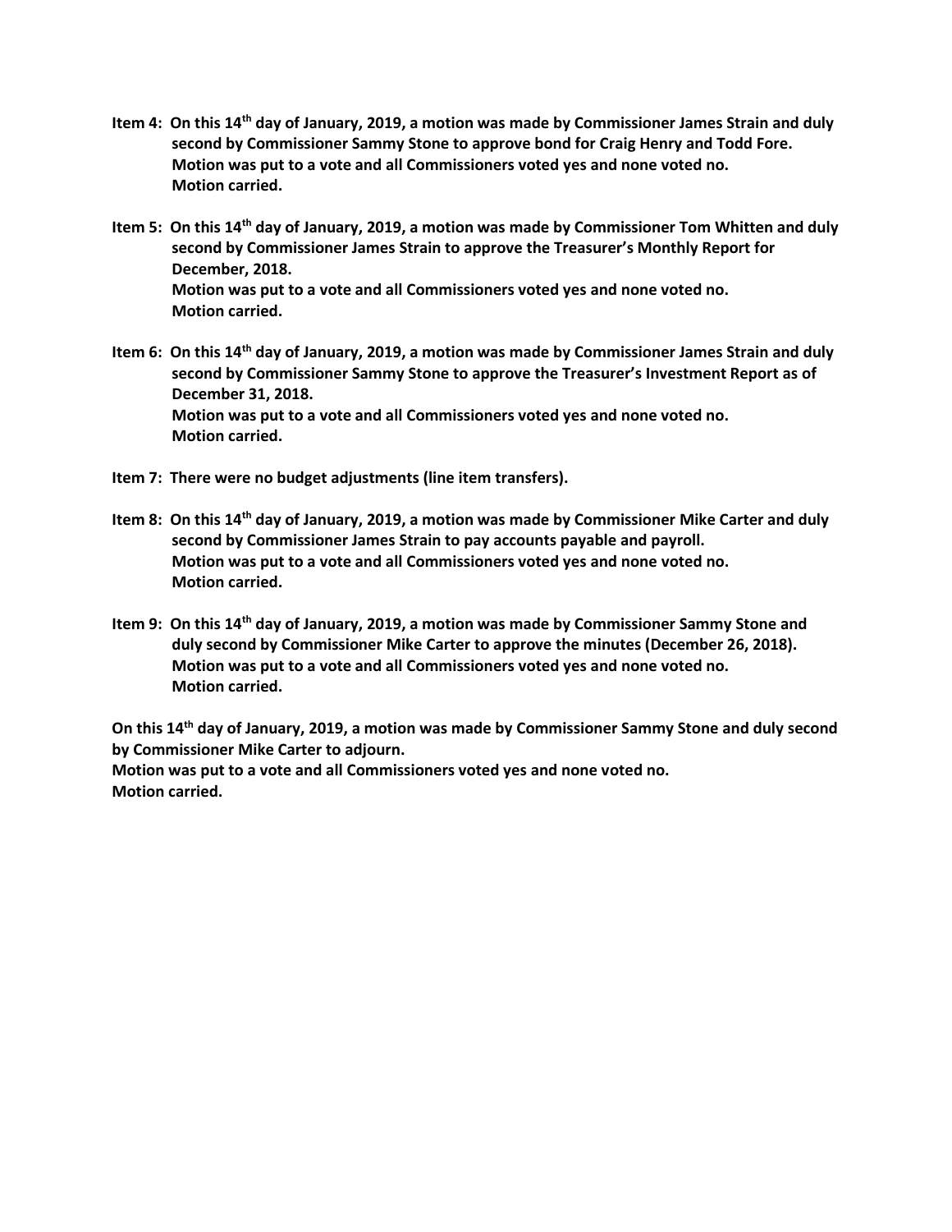**Item 4: On this 14th day of January, 2019, a motion was made by Commissioner James Strain and duly second by Commissioner Sammy Stone to approve bond for Craig Henry and Todd Fore. Motion was put to a vote and all Commissioners voted yes and none voted no. Motion carried.**

**Item 5: On this 14th day of January, 2019, a motion was made by Commissioner Tom Whitten and duly second by Commissioner James Strain to approve the Treasurer's Monthly Report for December, 2018. Motion was put to a vote and all Commissioners voted yes and none voted no. Motion carried.**

**Item 6: On this 14th day of January, 2019, a motion was made by Commissioner James Strain and duly second by Commissioner Sammy Stone to approve the Treasurer's Investment Report as of December 31, 2018. Motion was put to a vote and all Commissioners voted yes and none voted no. Motion carried.**

**Item 7: There were no budget adjustments (line item transfers).**

**Item 8: On this 14th day of January, 2019, a motion was made by Commissioner Mike Carter and duly second by Commissioner James Strain to pay accounts payable and payroll. Motion was put to a vote and all Commissioners voted yes and none voted no. Motion carried.**

**Item 9: On this 14th day of January, 2019, a motion was made by Commissioner Sammy Stone and duly second by Commissioner Mike Carter to approve the minutes (December 26, 2018). Motion was put to a vote and all Commissioners voted yes and none voted no. Motion carried.**

**On this 14th day of January, 2019, a motion was made by Commissioner Sammy Stone and duly second by Commissioner Mike Carter to adjourn.**
**Motion was put to a vote and all Commissioners voted yes and none voted no.**
**Motion carried.**